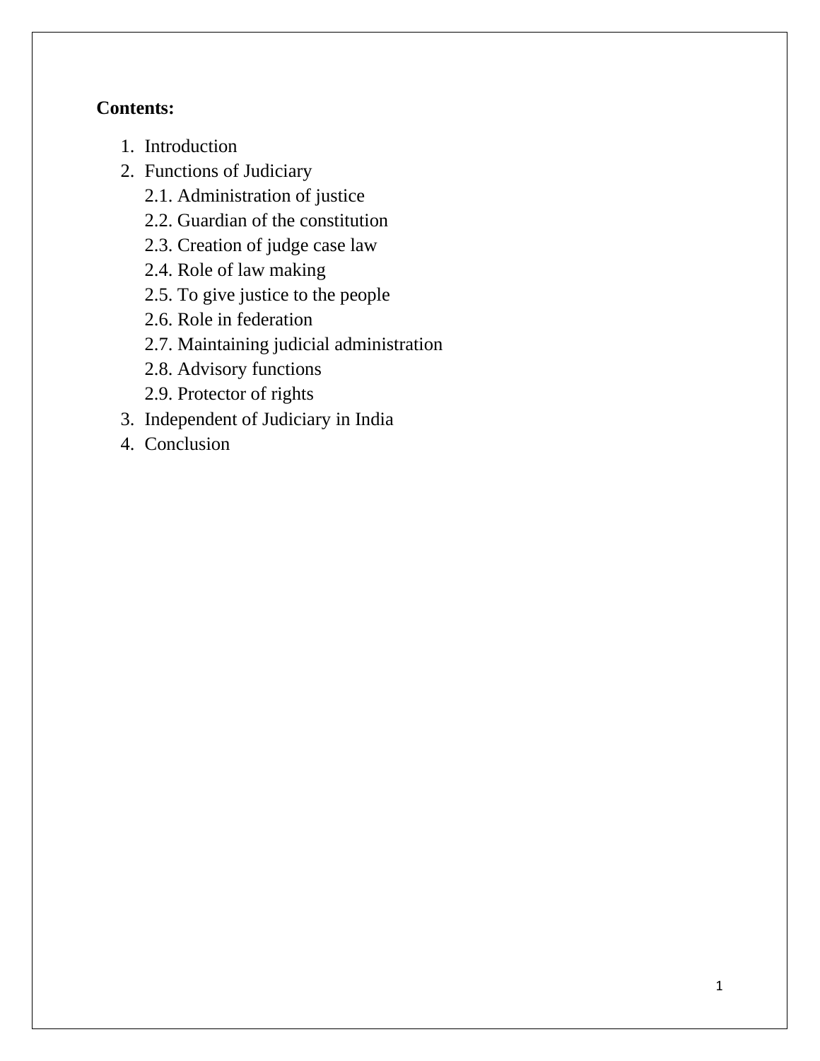**Contents:**

1. Introduction
2. Functions of Judiciary
   - 2.1. Administration of justice
   - 2.2. Guardian of the constitution
   - 2.3. Creation of judge case law
   - 2.4. Role of law making
   - 2.5. To give justice to the people
   - 2.6. Role in federation
   - 2.7. Maintaining judicial administration
   - 2.8. Advisory functions
   - 2.9. Protector of rights
3. Independent of Judiciary in India
4. Conclusion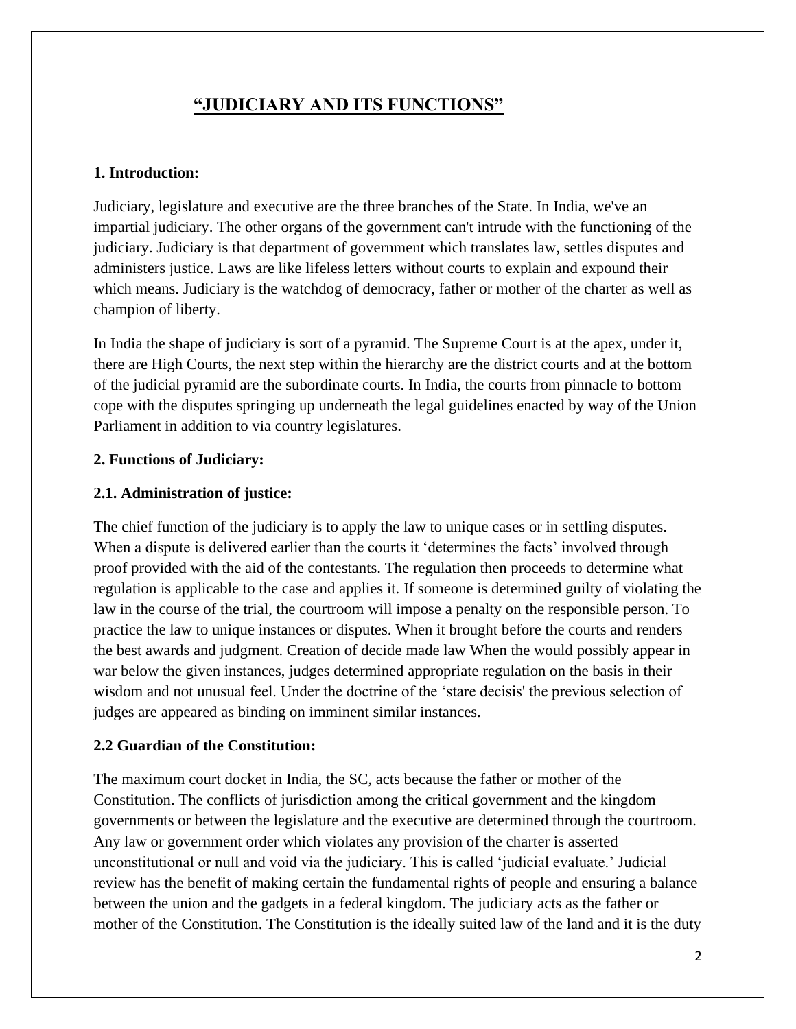## "JUDICIARY AND ITS FUNCTIONS"

### 1. Introduction:

Judiciary, legislature and executive are the three branches of the State. In India, we've an impartial judiciary. The other organs of the government can't intrude with the functioning of the judiciary. Judiciary is that department of government which translates law, settles disputes and administers justice. Laws are like lifeless letters without courts to explain and expound their which means. Judiciary is the watchdog of democracy, father or mother of the charter as well as champion of liberty.

In India the shape of judiciary is sort of a pyramid. The Supreme Court is at the apex, under it, there are High Courts, the next step within the hierarchy are the district courts and at the bottom of the judicial pyramid are the subordinate courts. In India, the courts from pinnacle to bottom cope with the disputes springing up underneath the legal guidelines enacted by way of the Union Parliament in addition to via country legislatures.

### 2. Functions of Judiciary:

#### 2.1. Administration of justice:

The chief function of the judiciary is to apply the law to unique cases or in settling disputes. When a dispute is delivered earlier than the courts it 'determines the facts' involved through proof provided with the aid of the contestants. The regulation then proceeds to determine what regulation is applicable to the case and applies it. If someone is determined guilty of violating the law in the course of the trial, the courtroom will impose a penalty on the responsible person. To practice the law to unique instances or disputes. When it brought before the courts and renders the best awards and judgment. Creation of decide made law When the would possibly appear in war below the given instances, judges determined appropriate regulation on the basis in their wisdom and not unusual feel. Under the doctrine of the 'stare decisis' the previous selection of judges are appeared as binding on imminent similar instances.

#### 2.2 Guardian of the Constitution:

The maximum court docket in India, the SC, acts because the father or mother of the Constitution. The conflicts of jurisdiction among the critical government and the kingdom governments or between the legislature and the executive are determined through the courtroom. Any law or government order which violates any provision of the charter is asserted unconstitutional or null and void via the judiciary. This is called 'judicial evaluate.' Judicial review has the benefit of making certain the fundamental rights of people and ensuring a balance between the union and the gadgets in a federal kingdom. The judiciary acts as the father or mother of the Constitution. The Constitution is the ideally suited law of the land and it is the duty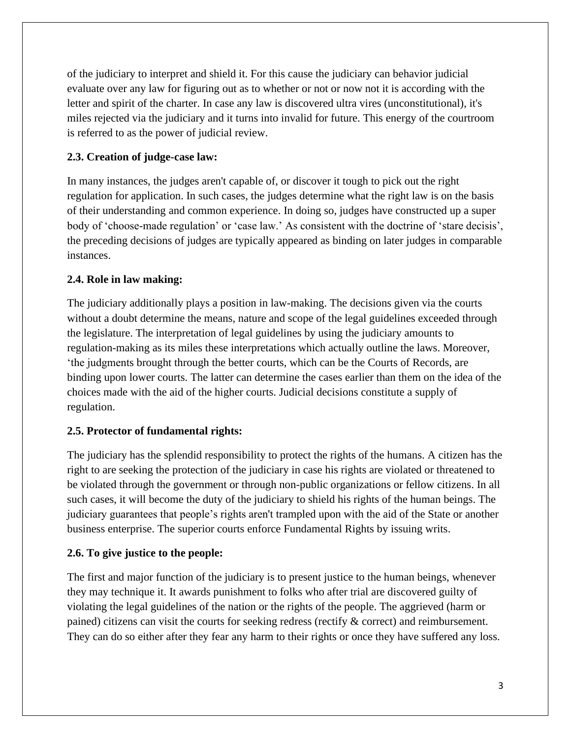of the judiciary to interpret and shield it. For this cause the judiciary can behavior judicial evaluate over any law for figuring out as to whether or not or now not it is according with the letter and spirit of the charter. In case any law is discovered ultra vires (unconstitutional), it's miles rejected via the judiciary and it turns into invalid for future. This energy of the courtroom is referred to as the power of judicial review.

**2.3. Creation of judge-case law:**

In many instances, the judges aren't capable of, or discover it tough to pick out the right regulation for application. In such cases, the judges determine what the right law is on the basis of their understanding and common experience. In doing so, judges have constructed up a super body of 'choose-made regulation' or 'case law.' As consistent with the doctrine of 'stare decisis', the preceding decisions of judges are typically appeared as binding on later judges in comparable instances.

**2.4. Role in law making:**

The judiciary additionally plays a position in law-making. The decisions given via the courts without a doubt determine the means, nature and scope of the legal guidelines exceeded through the legislature. The interpretation of legal guidelines by using the judiciary amounts to regulation-making as its miles these interpretations which actually outline the laws. Moreover, 'the judgments brought through the better courts, which can be the Courts of Records, are binding upon lower courts. The latter can determine the cases earlier than them on the idea of the choices made with the aid of the higher courts. Judicial decisions constitute a supply of regulation.

**2.5. Protector of fundamental rights:**

The judiciary has the splendid responsibility to protect the rights of the humans. A citizen has the right to are seeking the protection of the judiciary in case his rights are violated or threatened to be violated through the government or through non-public organizations or fellow citizens. In all such cases, it will become the duty of the judiciary to shield his rights of the human beings. The judiciary guarantees that people's rights aren't trampled upon with the aid of the State or another business enterprise. The superior courts enforce Fundamental Rights by issuing writs.

**2.6. To give justice to the people:**

The first and major function of the judiciary is to present justice to the human beings, whenever they may technique it. It awards punishment to folks who after trial are discovered guilty of violating the legal guidelines of the nation or the rights of the people. The aggrieved (harm or pained) citizens can visit the courts for seeking redress (rectify & correct) and reimbursement. They can do so either after they fear any harm to their rights or once they have suffered any loss.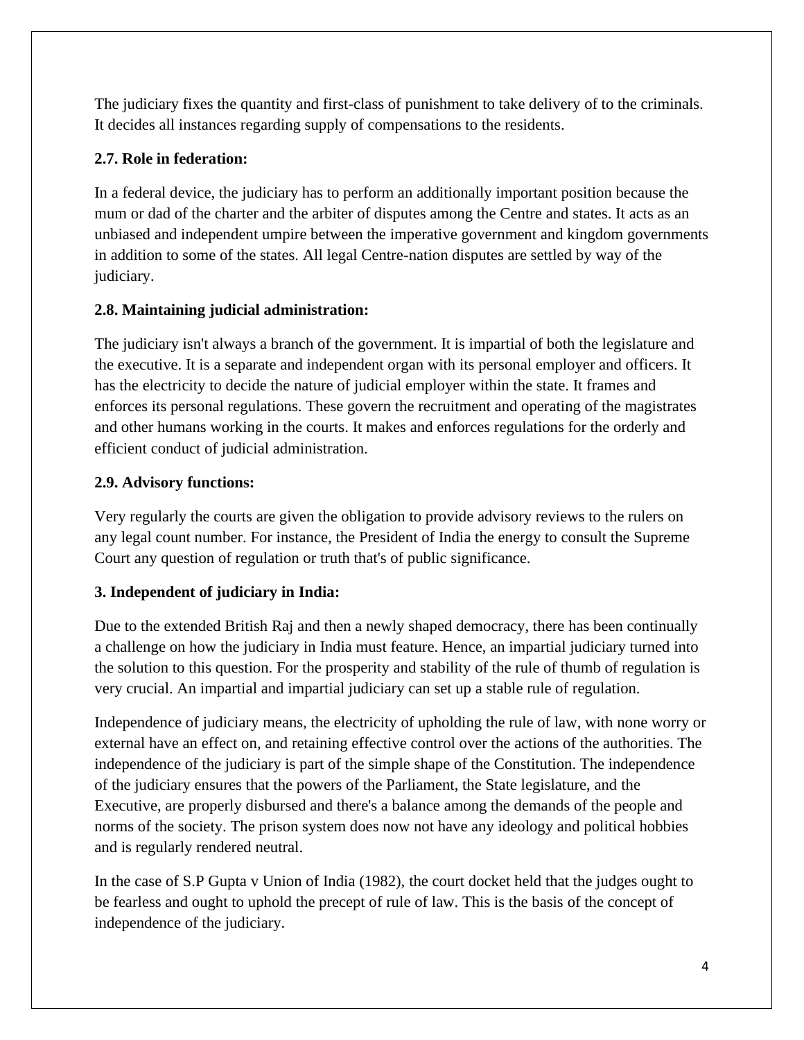The judiciary fixes the quantity and first-class of punishment to take delivery of to the criminals. It decides all instances regarding supply of compensations to the residents.

**2.7. Role in federation:**

In a federal device, the judiciary has to perform an additionally important position because the mum or dad of the charter and the arbiter of disputes among the Centre and states. It acts as an unbiased and independent umpire between the imperative government and kingdom governments in addition to some of the states. All legal Centre-nation disputes are settled by way of the judiciary.

**2.8. Maintaining judicial administration:**

The judiciary isn't always a branch of the government. It is impartial of both the legislature and the executive. It is a separate and independent organ with its personal employer and officers. It has the electricity to decide the nature of judicial employer within the state. It frames and enforces its personal regulations. These govern the recruitment and operating of the magistrates and other humans working in the courts. It makes and enforces regulations for the orderly and efficient conduct of judicial administration.

**2.9. Advisory functions:**

Very regularly the courts are given the obligation to provide advisory reviews to the rulers on any legal count number. For instance, the President of India the energy to consult the Supreme Court any question of regulation or truth that's of public significance.

**3. Independent of judiciary in India:**

Due to the extended British Raj and then a newly shaped democracy, there has been continually a challenge on how the judiciary in India must feature. Hence, an impartial judiciary turned into the solution to this question. For the prosperity and stability of the rule of thumb of regulation is very crucial. An impartial and impartial judiciary can set up a stable rule of regulation.

Independence of judiciary means, the electricity of upholding the rule of law, with none worry or external have an effect on, and retaining effective control over the actions of the authorities. The independence of the judiciary is part of the simple shape of the Constitution. The independence of the judiciary ensures that the powers of the Parliament, the State legislature, and the Executive, are properly disbursed and there's a balance among the demands of the people and norms of the society. The prison system does now not have any ideology and political hobbies and is regularly rendered neutral.

In the case of S.P Gupta v Union of India (1982), the court docket held that the judges ought to be fearless and ought to uphold the precept of rule of law. This is the basis of the concept of independence of the judiciary.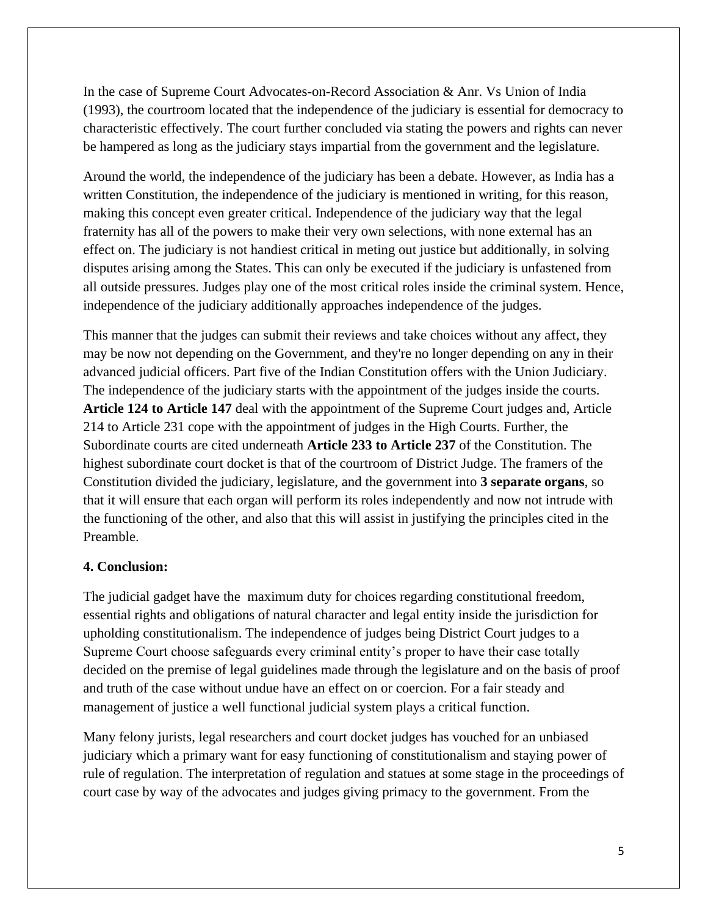In the case of Supreme Court Advocates-on-Record Association & Anr. Vs Union of India (1993), the courtroom located that the independence of the judiciary is essential for democracy to characteristic effectively. The court further concluded via stating the powers and rights can never be hampered as long as the judiciary stays impartial from the government and the legislature.

Around the world, the independence of the judiciary has been a debate. However, as India has a written Constitution, the independence of the judiciary is mentioned in writing, for this reason, making this concept even greater critical. Independence of the judiciary way that the legal fraternity has all of the powers to make their very own selections, with none external has an effect on. The judiciary is not handiest critical in meting out justice but additionally, in solving disputes arising among the States. This can only be executed if the judiciary is unfastened from all outside pressures. Judges play one of the most critical roles inside the criminal system. Hence, independence of the judiciary additionally approaches independence of the judges.

This manner that the judges can submit their reviews and take choices without any affect, they may be now not depending on the Government, and they're no longer depending on any in their advanced judicial officers. Part five of the Indian Constitution offers with the Union Judiciary. The independence of the judiciary starts with the appointment of the judges inside the courts. **Article 124 to Article 147** deal with the appointment of the Supreme Court judges and, Article 214 to Article 231 cope with the appointment of judges in the High Courts. Further, the Subordinate courts are cited underneath **Article 233 to Article 237** of the Constitution. The highest subordinate court docket is that of the courtroom of District Judge. The framers of the Constitution divided the judiciary, legislature, and the government into **3 separate organs**, so that it will ensure that each organ will perform its roles independently and now not intrude with the functioning of the other, and also that this will assist in justifying the principles cited in the Preamble.

**4. Conclusion:**

The judicial gadget have the maximum duty for choices regarding constitutional freedom, essential rights and obligations of natural character and legal entity inside the jurisdiction for upholding constitutionalism. The independence of judges being District Court judges to a Supreme Court choose safeguards every criminal entity's proper to have their case totally decided on the premise of legal guidelines made through the legislature and on the basis of proof and truth of the case without undue have an effect on or coercion. For a fair steady and management of justice a well functional judicial system plays a critical function.

Many felony jurists, legal researchers and court docket judges has vouched for an unbiased judiciary which a primary want for easy functioning of constitutionalism and staying power of rule of regulation. The interpretation of regulation and statues at some stage in the proceedings of court case by way of the advocates and judges giving primacy to the government. From the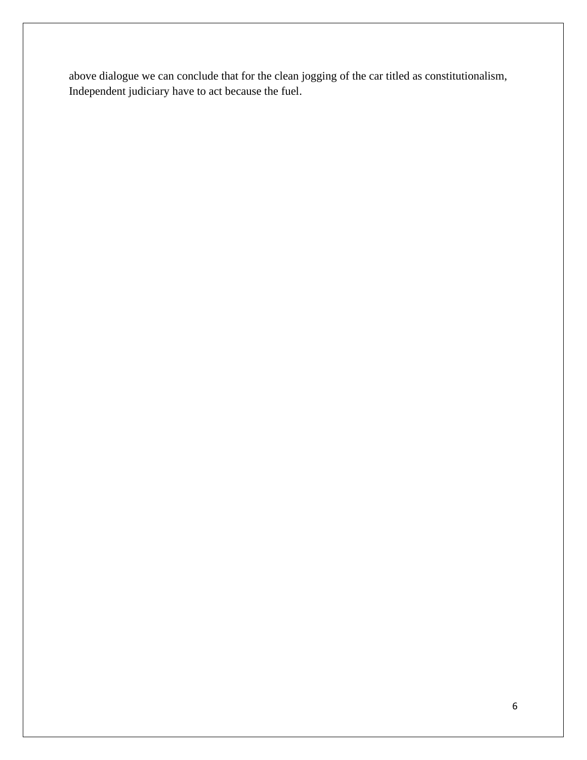above dialogue we can conclude that for the clean jogging of the car titled as constitutionalism, Independent judiciary have to act because the fuel.